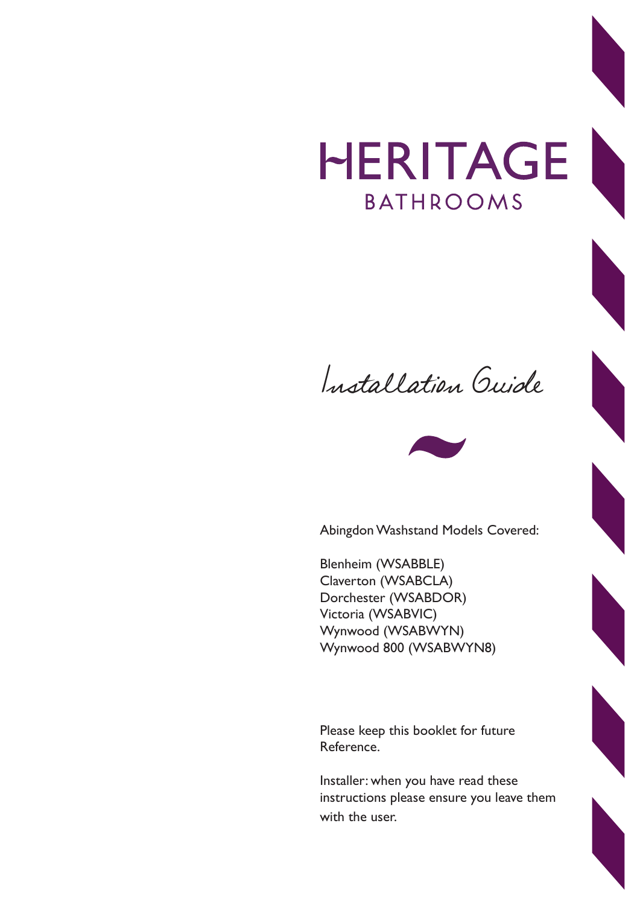# HERITAGE
## BATHROOMS

## *Installation Guide*

Abingdon Washstand Models Covered:

Blenheim (WSABBLE)
Claverton (WSABCLA)
Dorchester (WSABDOR)
Victoria (WSABVIC)
Wynwood (WSABWYN)
Wynwood 800 (WSABWYN8)

Please keep this booklet for future Reference.

Installer: when you have read these instructions please ensure you leave them with the user.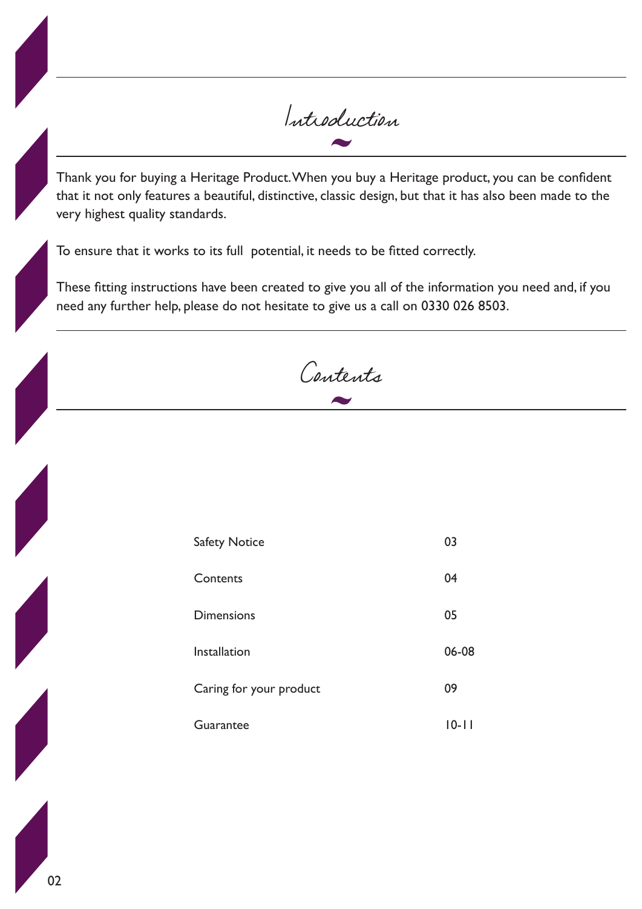# Introduction

Thank you for buying a Heritage Product. When you buy a Heritage product, you can be confident that it not only features a beautiful, distinctive, classic design, but that it has also been made to the very highest quality standards.

To ensure that it works to its full potential, it needs to be fitted correctly.

These fitting instructions have been created to give you all of the information you need and, if you need any further help, please do not hesitate to give us a call on 0330 026 8503.

# Contents

| | |
|---|---|
| Safety Notice | 03 |
| Contents | 04 |
| Dimensions | 05 |
| Installation | 06-08 |
| Caring for your product | 09 |
| Guarantee | 10-11 |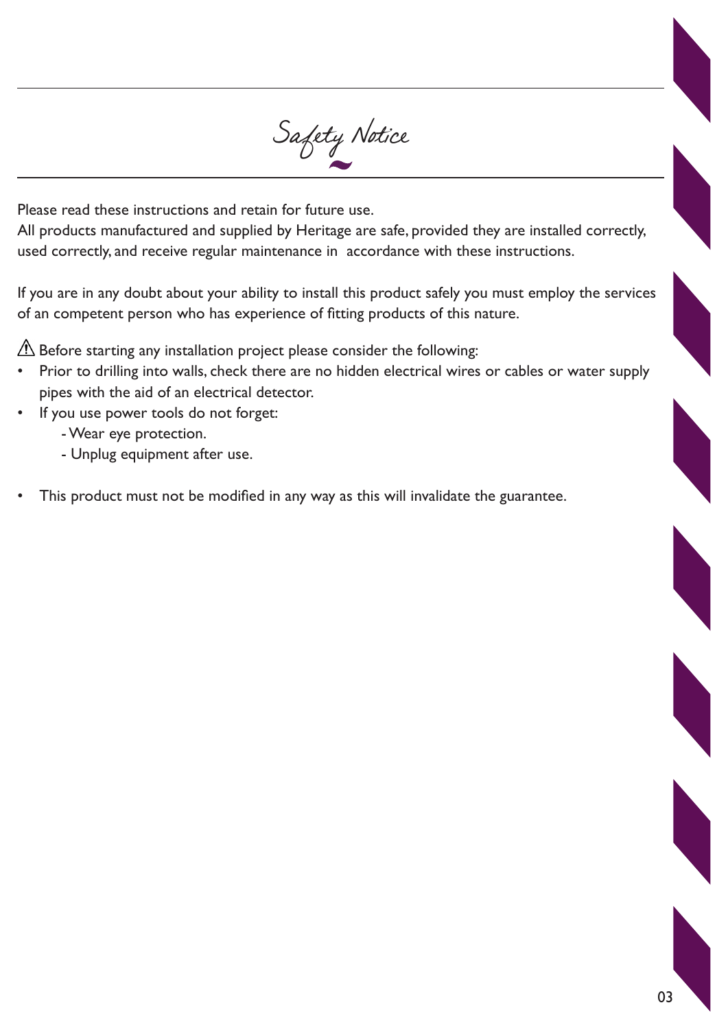# Safety Notice

Please read these instructions and retain for future use.
All products manufactured and supplied by Heritage are safe, provided they are installed correctly, used correctly, and receive regular maintenance in accordance with these instructions.

If you are in any doubt about your ability to install this product safely you must employ the services of an competent person who has experience of fitting products of this nature.

⚠ Before starting any installation project please consider the following:

- Prior to drilling into walls, check there are no hidden electrical wires or cables or water supply pipes with the aid of an electrical detector.
- If you use power tools do not forget:
  - Wear eye protection.
  - Unplug equipment after use.

- This product must not be modified in any way as this will invalidate the guarantee.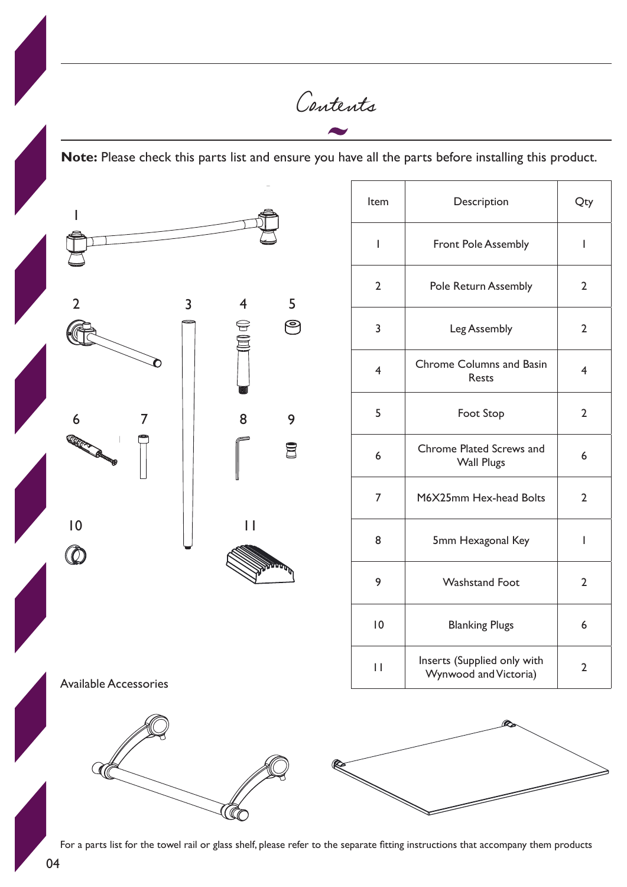# Contents

**Note:** Please check this parts list and ensure you have all the parts before installing this product.

| Item | Description | Qty |
|---|---|---|
| 1 | Front Pole Assembly | 1 |
| 2 | Pole Return Assembly | 2 |
| 3 | Leg Assembly | 2 |
| 4 | Chrome Columns and Basin Rests | 4 |
| 5 | Foot Stop | 2 |
| 6 | Chrome Plated Screws and Wall Plugs | 6 |
| 7 | M6X25mm Hex-head Bolts | 2 |
| 8 | 5mm Hexagonal Key | 1 |
| 9 | Washstand Foot | 2 |
| 10 | Blanking Plugs | 6 |
| 11 | Inserts (Supplied only with Wynwood and Victoria) | 2 |

Available Accessories

For a parts list for the towel rail or glass shelf, please refer to the separate fitting instructions that accompany them products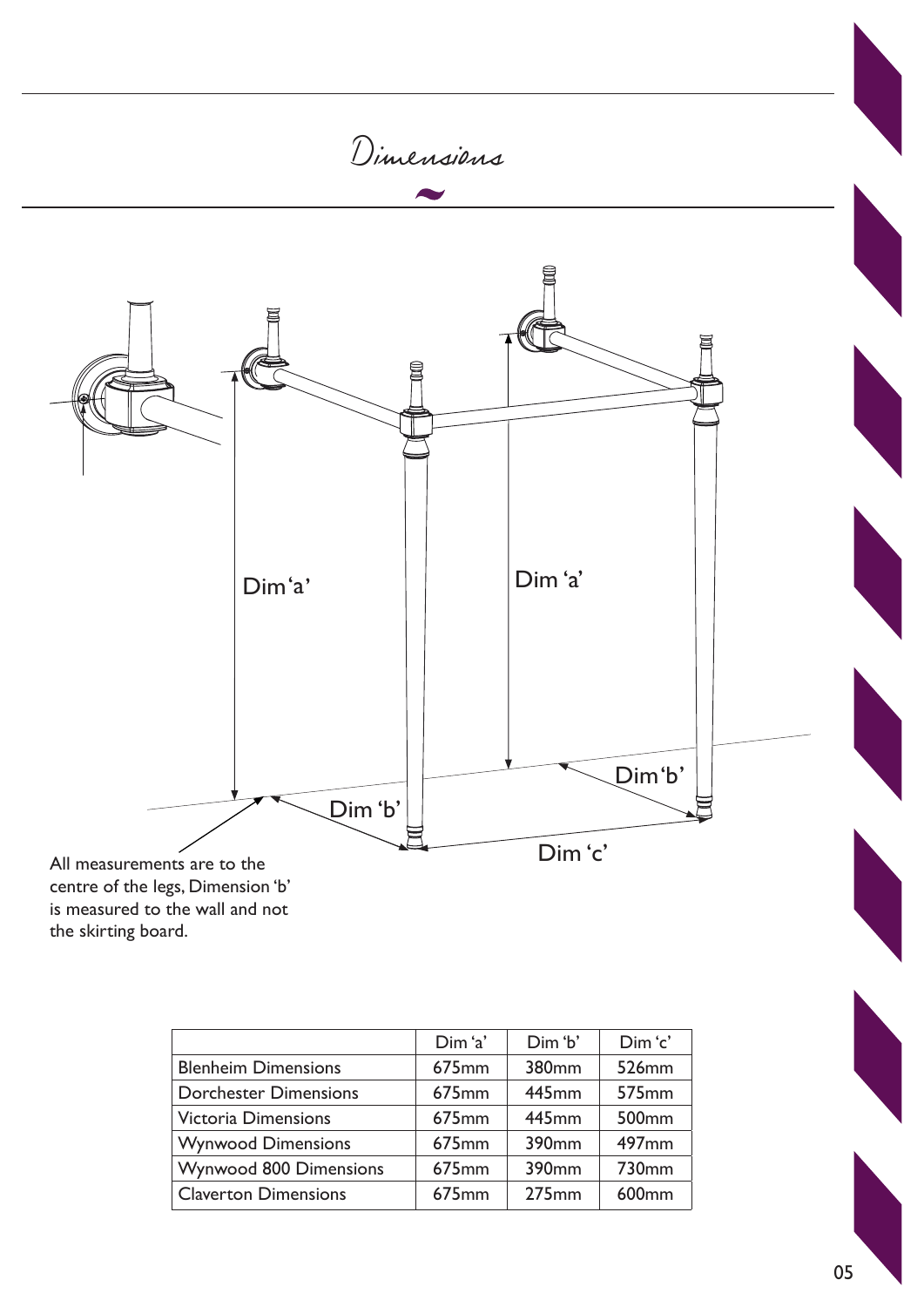# Dimensions

Dim 'a'

Dim 'a'

Dim 'b'

Dim 'b'

Dim 'c'

All measurements are to the centre of the legs, Dimension 'b' is measured to the wall and not the skirting board.

| | Dim 'a' | Dim 'b' | Dim 'c' |
|---|---|---|---|
| Blenheim Dimensions | 675mm | 380mm | 526mm |
| Dorchester Dimensions | 675mm | 445mm | 575mm |
| Victoria Dimensions | 675mm | 445mm | 500mm |
| Wynwood Dimensions | 675mm | 390mm | 497mm |
| Wynwood 800 Dimensions | 675mm | 390mm | 730mm |
| Claverton Dimensions | 675mm | 275mm | 600mm |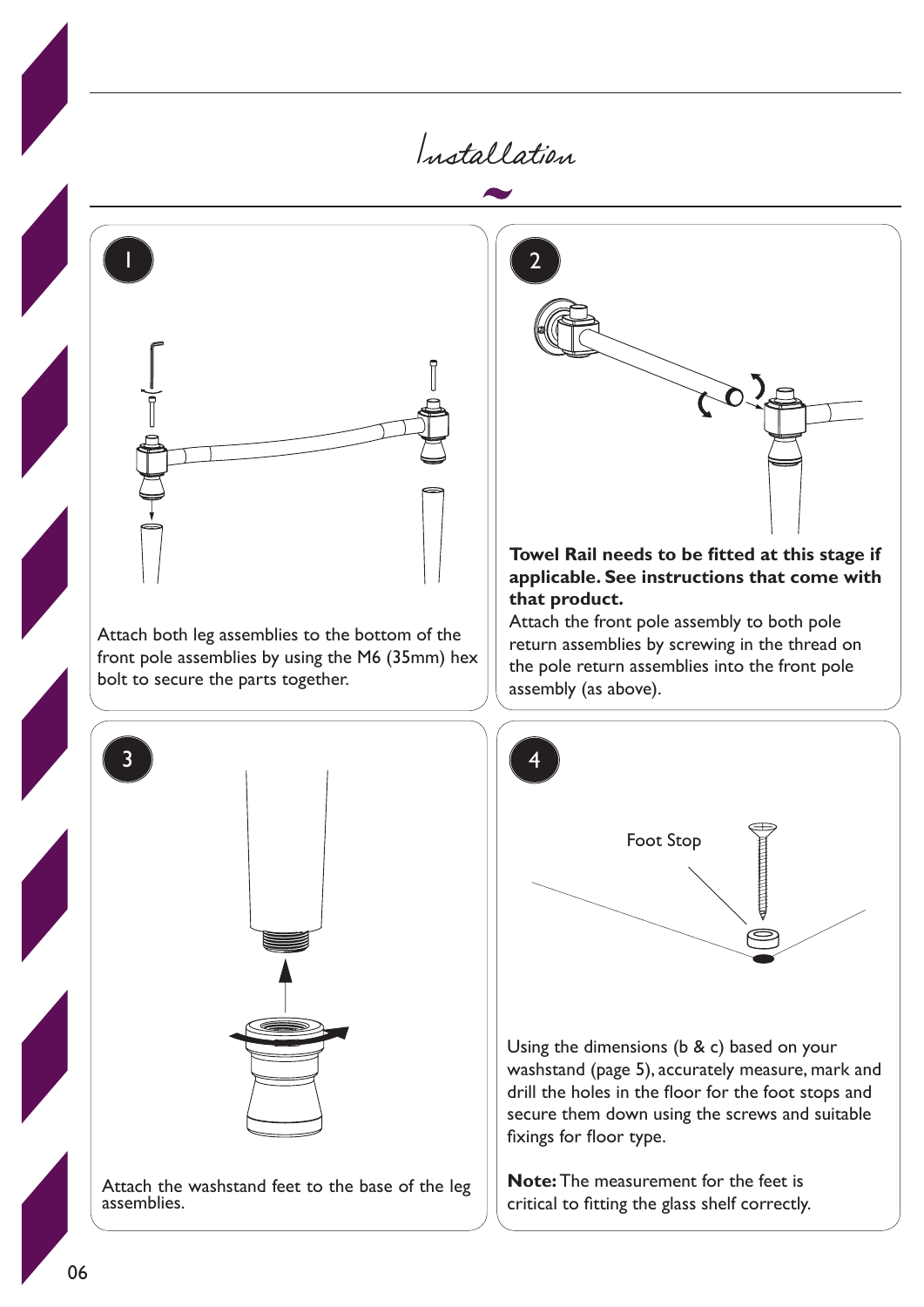# Installation

## 1

Attach both leg assemblies to the bottom of the front pole assemblies by using the M6 (35mm) hex bolt to secure the parts together.

## 2

**Towel Rail needs to be fitted at this stage if applicable. See instructions that come with that product.**

Attach the front pole assembly to both pole return assemblies by screwing in the thread on the pole return assemblies into the front pole assembly (as above).

## 3

Attach the washstand feet to the base of the leg assemblies.

## 4

Foot Stop

Using the dimensions (b & c) based on your washstand (page 5), accurately measure, mark and drill the holes in the floor for the foot stops and secure them down using the screws and suitable fixings for floor type.

**Note:** The measurement for the feet is critical to fitting the glass shelf correctly.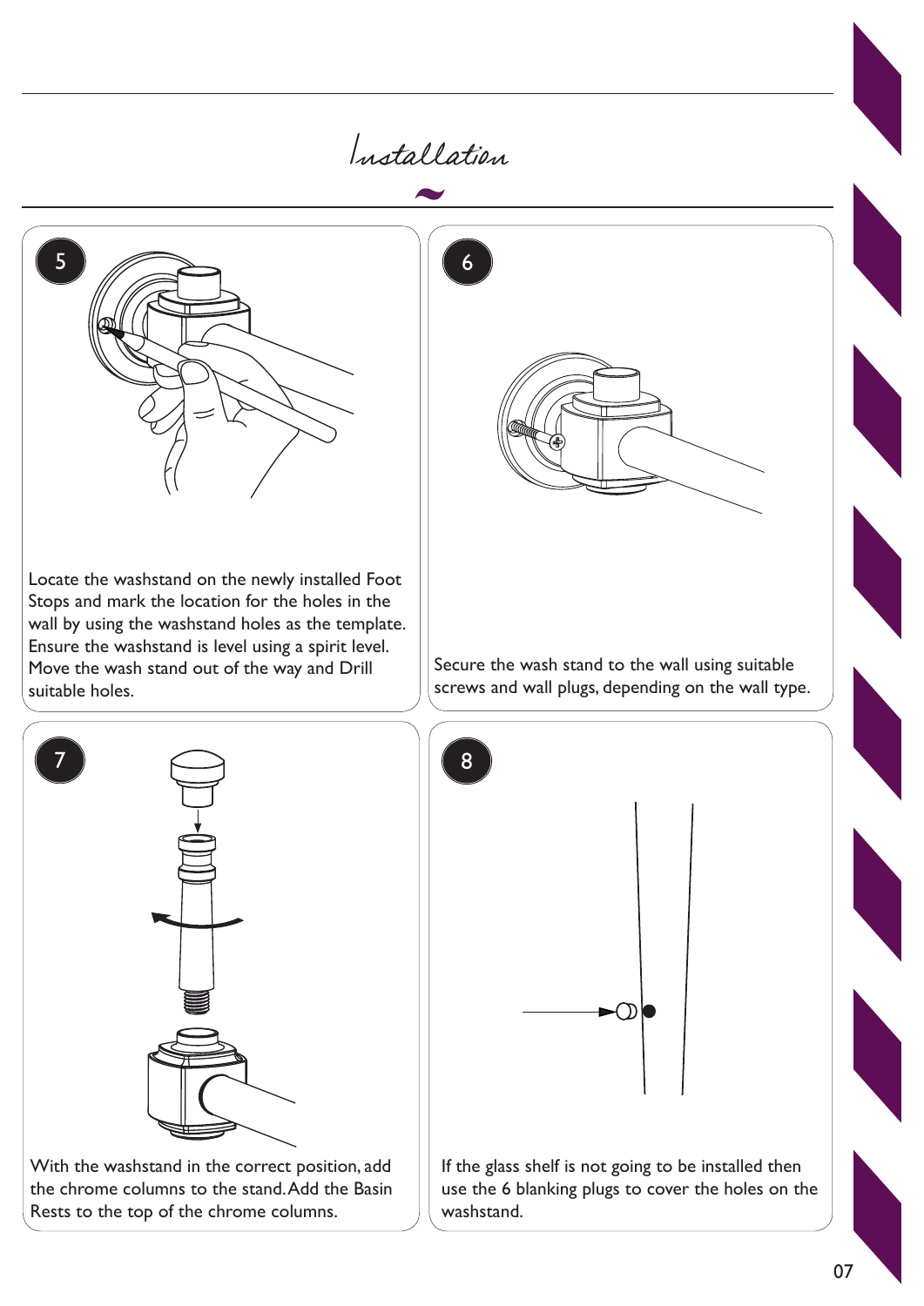# Installation

**5**

Locate the washstand on the newly installed Foot Stops and mark the location for the holes in the wall by using the washstand holes as the template. Ensure the washstand is level using a spirit level. Move the wash stand out of the way and Drill suitable holes.

**6**

Secure the wash stand to the wall using suitable screws and wall plugs, depending on the wall type.

**7**

With the washstand in the correct position, add the chrome columns to the stand. Add the Basin Rests to the top of the chrome columns.

**8**

If the glass shelf is not going to be installed then use the 6 blanking plugs to cover the holes on the washstand.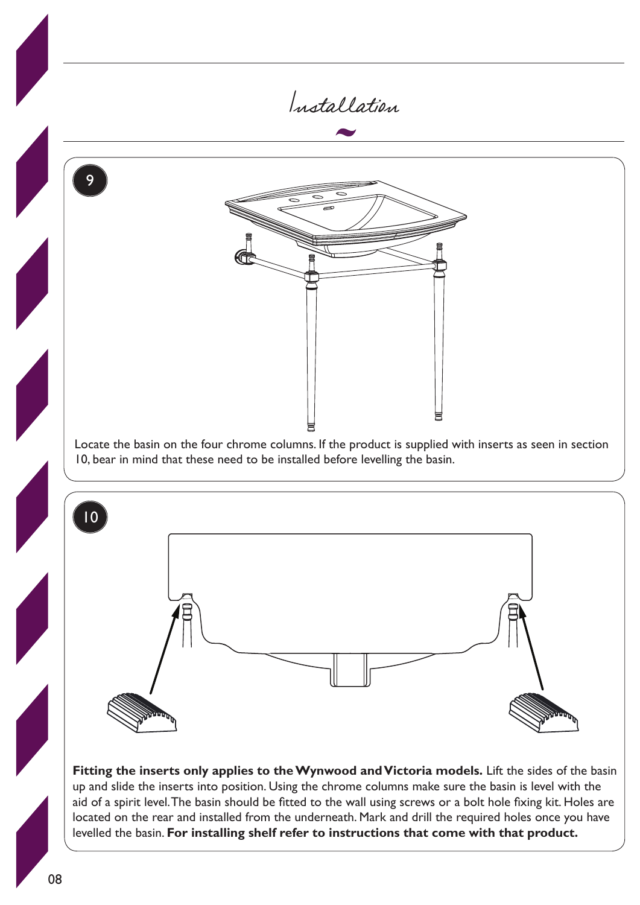# Installation

**9**

Locate the basin on the four chrome columns. If the product is supplied with inserts as seen in section 10, bear in mind that these need to be installed before levelling the basin.

**10**

**Fitting the inserts only applies to the Wynwood and Victoria models.** Lift the sides of the basin up and slide the inserts into position. Using the chrome columns make sure the basin is level with the aid of a spirit level. The basin should be fitted to the wall using screws or a bolt hole fixing kit. Holes are located on the rear and installed from the underneath. Mark and drill the required holes once you have levelled the basin. **For installing shelf refer to instructions that come with that product.**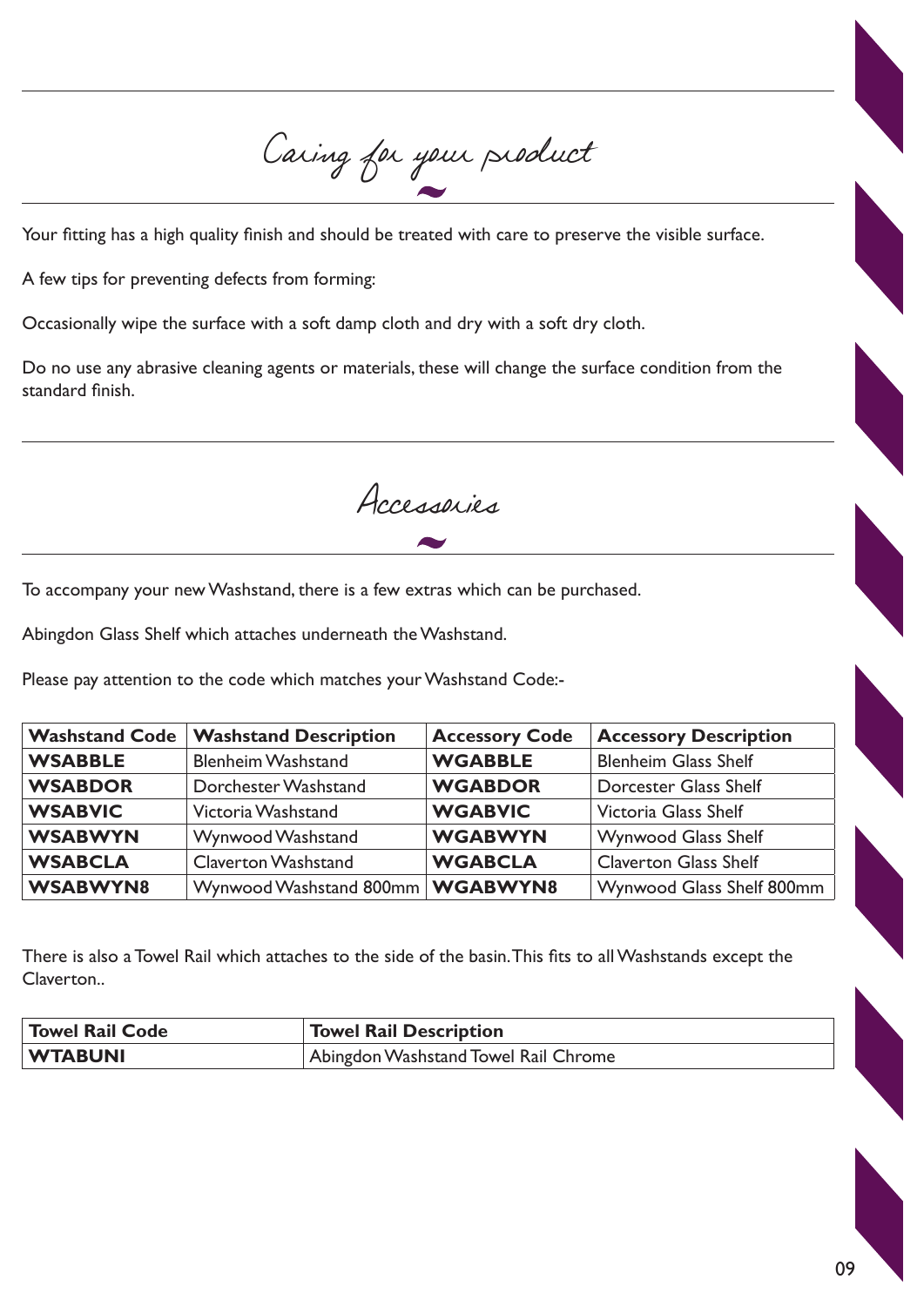## Caring for your product

Your fitting has a high quality finish and should be treated with care to preserve the visible surface.

A few tips for preventing defects from forming:

Occasionally wipe the surface with a soft damp cloth and dry with a soft dry cloth.

Do no use any abrasive cleaning agents or materials, these will change the surface condition from the standard finish.

## Accessories

To accompany your new Washstand, there is a few extras which can be purchased.

Abingdon Glass Shelf which attaches underneath the Washstand.

Please pay attention to the code which matches your Washstand Code:-

| Washstand Code | Washstand Description | Accessory Code | Accessory Description |
|---|---|---|---|
| **WSABBLE** | Blenheim Washstand | **WGABBLE** | Blenheim Glass Shelf |
| **WSABDOR** | Dorchester Washstand | **WGABDOR** | Dorcester Glass Shelf |
| **WSABVIC** | Victoria Washstand | **WGABVIC** | Victoria Glass Shelf |
| **WSABWYN** | Wynwood Washstand | **WGABWYN** | Wynwood Glass Shelf |
| **WSABCLA** | Claverton Washstand | **WGABCLA** | Claverton Glass Shelf |
| **WSABWYN8** | Wynwood Washstand 800mm | **WGABWYN8** | Wynwood Glass Shelf 800mm |

There is also a Towel Rail which attaches to the side of the basin. This fits to all Washstands except the Claverton..

| Towel Rail Code | Towel Rail Description |
|---|---|
| **WTABUNI** | Abingdon Washstand Towel Rail Chrome |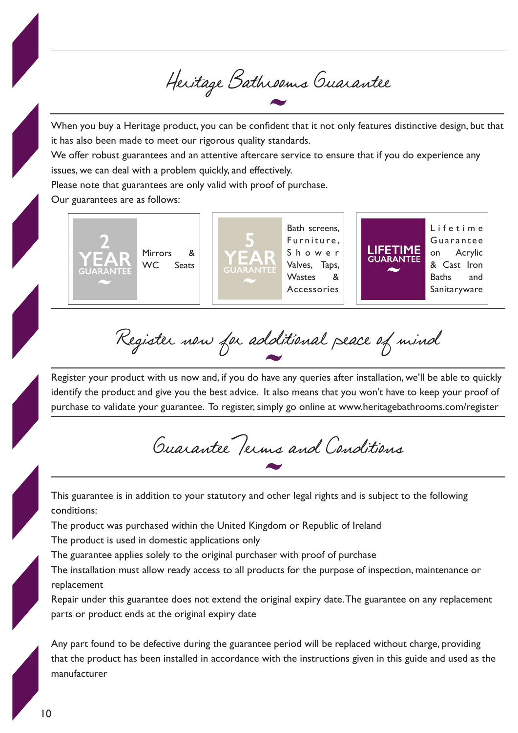# Heritage Bathrooms Guarantee

When you buy a Heritage product, you can be confident that it not only features distinctive design, but that it has also been made to meet our rigorous quality standards.

We offer robust guarantees and an attentive aftercare service to ensure that if you do experience any issues, we can deal with a problem quickly, and effectively.

Please note that guarantees are only valid with proof of purchase.

Our guarantees are as follows:

| Guarantee | Products |
| --- | --- |
| 2 YEAR GUARANTEE | Mirrors & WC Seats |
| 5 YEAR GUARANTEE | Bath screens, Furniture, Shower Valves, Taps, Wastes & Accessories |
| LIFETIME GUARANTEE | Lifetime Guarantee on Acrylic & Cast Iron Baths and Sanitaryware |

# Register now for additional peace of mind

Register your product with us now and, if you do have any queries after installation, we'll be able to quickly identify the product and give you the best advice. It also means that you won't have to keep your proof of purchase to validate your guarantee. To register, simply go online at www.heritagebathrooms.com/register

# Guarantee Terms and Conditions

This guarantee is in addition to your statutory and other legal rights and is subject to the following conditions:

The product was purchased within the United Kingdom or Republic of Ireland

The product is used in domestic applications only

The guarantee applies solely to the original purchaser with proof of purchase

The installation must allow ready access to all products for the purpose of inspection, maintenance or replacement

Repair under this guarantee does not extend the original expiry date. The guarantee on any replacement parts or product ends at the original expiry date

Any part found to be defective during the guarantee period will be replaced without charge, providing that the product has been installed in accordance with the instructions given in this guide and used as the manufacturer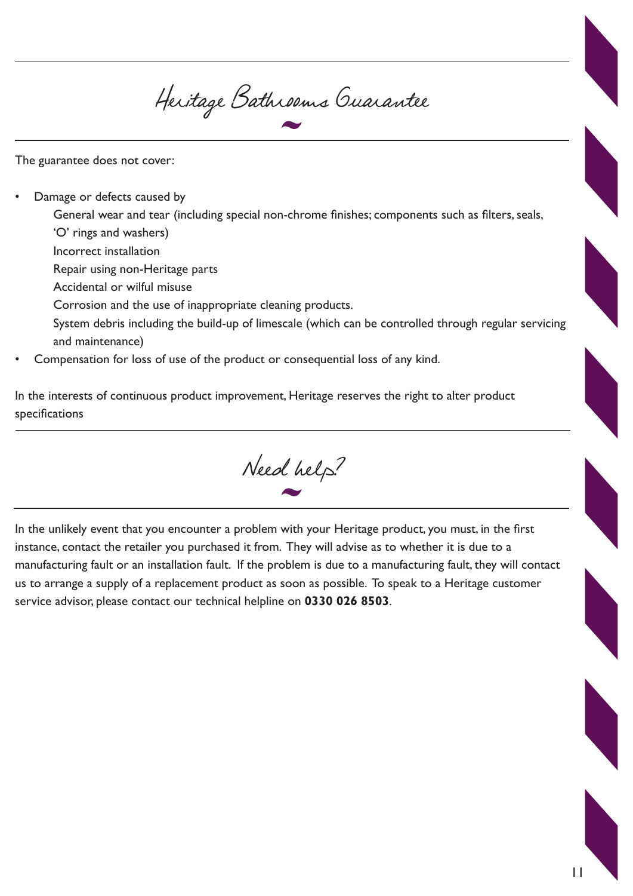# Heritage Bathrooms Guarantee

The guarantee does not cover:

- Damage or defects caused by
  - General wear and tear (including special non-chrome finishes; components such as filters, seals, 'O' rings and washers)
  - Incorrect installation
  - Repair using non-Heritage parts
  - Accidental or wilful misuse
  - Corrosion and the use of inappropriate cleaning products.
  - System debris including the build-up of limescale (which can be controlled through regular servicing and maintenance)
- Compensation for loss of use of the product or consequential loss of any kind.

In the interests of continuous product improvement, Heritage reserves the right to alter product specifications

# Need help?

In the unlikely event that you encounter a problem with your Heritage product, you must, in the first instance, contact the retailer you purchased it from. They will advise as to whether it is due to a manufacturing fault or an installation fault. If the problem is due to a manufacturing fault, they will contact us to arrange a supply of a replacement product as soon as possible. To speak to a Heritage customer service advisor, please contact our technical helpline on **0330 026 8503**.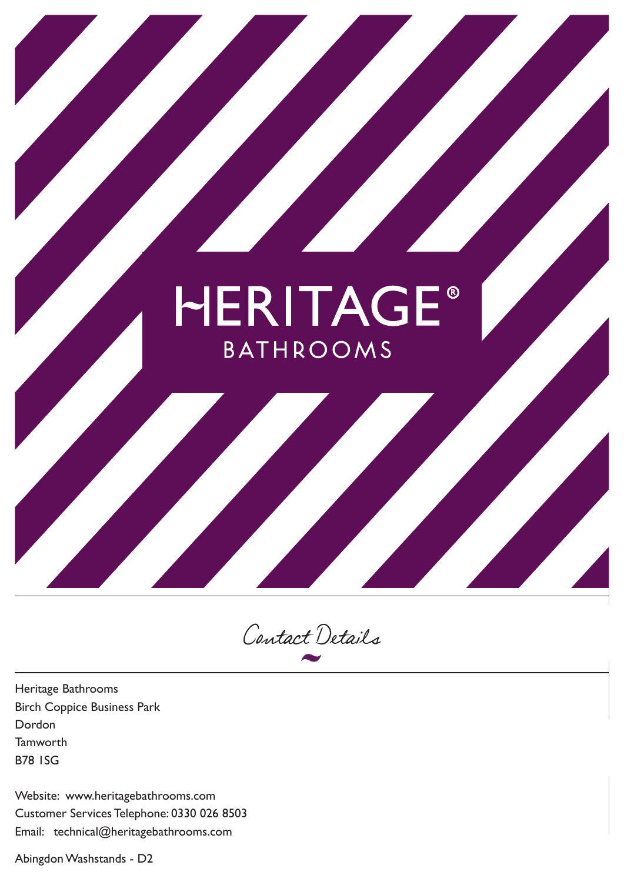# HERITAGE®
BATHROOMS

## Contact Details

Heritage Bathrooms
Birch Coppice Business Park
Dordon
Tamworth
B78 1SG

Website: www.heritagebathrooms.com
Customer Services Telephone: 0330 026 8503
Email: technical@heritagebathrooms.com

Abingdon Washstands - D2